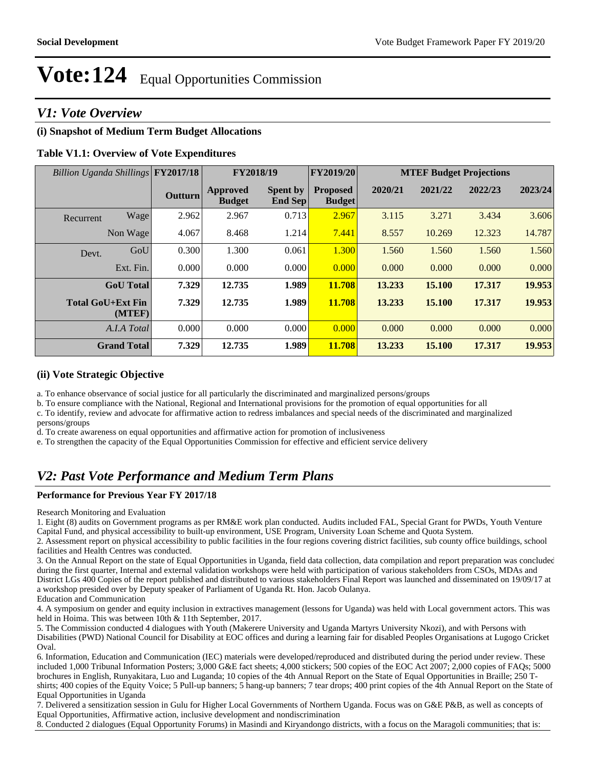# Vote:124 Equal Opportunities Commission

## V1: Vote Overview

### (i) Snapshot of Medium Term Budget Allocations

**Table V1.1: Overview of Vote Expenditures**

| *Billion Uganda Shillings* | | FY2017/18 | FY2018/19 | | FY2019/20 | MTEF Budget Projections | | | |
|---|---|---|---|---|---|---|---|---|---|
| | | Outturn | Approved Budget | Spent by End Sep | Proposed Budget | 2020/21 | 2021/22 | 2022/23 | 2023/24 |
| Recurrent | Wage | 2.962 | 2.967 | 0.713 | 2.967 | 3.115 | 3.271 | 3.434 | 3.606 |
| | Non Wage | 4.067 | 8.468 | 1.214 | 7.441 | 8.557 | 10.269 | 12.323 | 14.787 |
| Devt. | GoU | 0.300 | 1.300 | 0.061 | 1.300 | 1.560 | 1.560 | 1.560 | 1.560 |
| | Ext. Fin. | 0.000 | 0.000 | 0.000 | 0.000 | 0.000 | 0.000 | 0.000 | 0.000 |
| | **GoU Total** | **7.329** | **12.735** | **1.989** | **11.708** | **13.233** | **15.100** | **17.317** | **19.953** |
| | **Total GoU+Ext Fin (MTEF)** | **7.329** | **12.735** | **1.989** | **11.708** | **13.233** | **15.100** | **17.317** | **19.953** |
| | *A.I.A Total* | 0.000 | 0.000 | 0.000 | 0.000 | 0.000 | 0.000 | 0.000 | 0.000 |
| | **Grand Total** | **7.329** | **12.735** | **1.989** | **11.708** | **13.233** | **15.100** | **17.317** | **19.953** |

### (ii) Vote Strategic Objective

a. To enhance observance of social justice for all particularly the discriminated and marginalized persons/groups

b. To ensure compliance with the National, Regional and International provisions for the promotion of equal opportunities for all

c. To identify, review and advocate for affirmative action to redress imbalances and special needs of the discriminated and marginalized persons/groups

d. To create awareness on equal opportunities and affirmative action for promotion of inclusiveness

e. To strengthen the capacity of the Equal Opportunities Commission for effective and efficient service delivery

## V2: Past Vote Performance and Medium Term Plans

**Performance for Previous Year FY 2017/18**

Research Monitoring and Evaluation

1. Eight (8) audits on Government programs as per RM&E work plan conducted. Audits included FAL, Special Grant for PWDs, Youth Venture Capital Fund, and physical accessibility to built-up environment, USE Program, University Loan Scheme and Quota System.
2. Assessment report on physical accessibility to public facilities in the four regions covering district facilities, sub county office buildings, school facilities and Health Centres was conducted.
3. On the Annual Report on the state of Equal Opportunities in Uganda, field data collection, data compilation and report preparation was concluded during the first quarter, Internal and external validation workshops were held with participation of various stakeholders from CSOs, MDAs and District LGs 400 Copies of the report published and distributed to various stakeholders Final Report was launched and disseminated on 19/09/17 at a workshop presided over by Deputy speaker of Parliament of Uganda Rt. Hon. Jacob Oulanya.

Education and Communication

4. A symposium on gender and equity inclusion in extractives management (lessons for Uganda) was held with Local government actors. This was held in Hoima. This was between 10th & 11th September, 2017.
5. The Commission conducted 4 dialogues with Youth (Makerere University and Uganda Martyrs University Nkozi), and with Persons with Disabilities (PWD) National Council for Disability at EOC offices and during a learning fair for disabled Peoples Organisations at Lugogo Cricket Oval.
6. Information, Education and Communication (IEC) materials were developed/reproduced and distributed during the period under review. These included 1,000 Tribunal Information Posters; 3,000 G&E fact sheets; 4,000 stickers; 500 copies of the EOC Act 2007; 2,000 copies of FAQs; 5000 brochures in English, Runyakitara, Luo and Luganda; 10 copies of the 4th Annual Report on the State of Equal Opportunities in Braille; 250 T-shirts; 400 copies of the Equity Voice; 5 Pull-up banners; 5 hang-up banners; 7 tear drops; 400 print copies of the 4th Annual Report on the State of Equal Opportunities in Uganda
7. Delivered a sensitization session in Gulu for Higher Local Governments of Northern Uganda. Focus was on G&E P&B, as well as concepts of Equal Opportunities, Affirmative action, inclusive development and nondiscrimination
8. Conducted 2 dialogues (Equal Opportunity Forums) in Masindi and Kiryandongo districts, with a focus on the Maragoli communities; that is: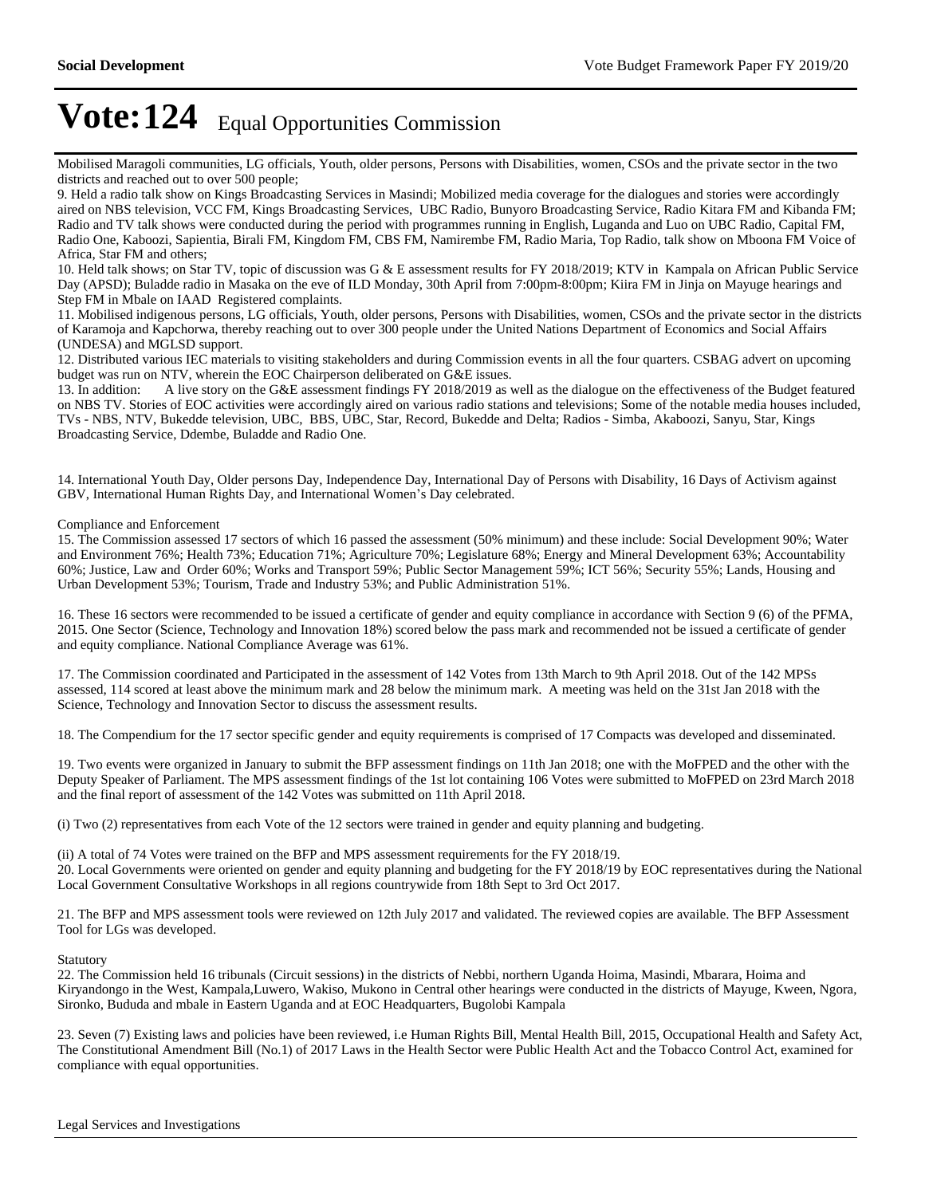# Vote:124 Equal Opportunities Commission

Mobilised Maragoli communities, LG officials, Youth, older persons, Persons with Disabilities, women, CSOs and the private sector in the two districts and reached out to over 500 people;

9. Held a radio talk show on Kings Broadcasting Services in Masindi; Mobilized media coverage for the dialogues and stories were accordingly aired on NBS television, VCC FM, Kings Broadcasting Services, UBC Radio, Bunyoro Broadcasting Service, Radio Kitara FM and Kibanda FM; Radio and TV talk shows were conducted during the period with programmes running in English, Luganda and Luo on UBC Radio, Capital FM, Radio One, Kaboozi, Sapientia, Birali FM, Kingdom FM, CBS FM, Namirembe FM, Radio Maria, Top Radio, talk show on Mboona FM Voice of Africa, Star FM and others;

10. Held talk shows; on Star TV, topic of discussion was G & E assessment results for FY 2018/2019; KTV in Kampala on African Public Service Day (APSD); Buladde radio in Masaka on the eve of ILD Monday, 30th April from 7:00pm-8:00pm; Kiira FM in Jinja on Mayuge hearings and Step FM in Mbale on IAAD Registered complaints.

11. Mobilised indigenous persons, LG officials, Youth, older persons, Persons with Disabilities, women, CSOs and the private sector in the districts of Karamoja and Kapchorwa, thereby reaching out to over 300 people under the United Nations Department of Economics and Social Affairs (UNDESA) and MGLSD support.

12. Distributed various IEC materials to visiting stakeholders and during Commission events in all the four quarters. CSBAG advert on upcoming budget was run on NTV, wherein the EOC Chairperson deliberated on G&E issues.

13. In addition: A live story on the G&E assessment findings FY 2018/2019 as well as the dialogue on the effectiveness of the Budget featured on NBS TV. Stories of EOC activities were accordingly aired on various radio stations and televisions; Some of the notable media houses included, TVs - NBS, NTV, Bukedde television, UBC, BBS, UBC, Star, Record, Bukedde and Delta; Radios - Simba, Akaboozi, Sanyu, Star, Kings Broadcasting Service, Ddembe, Buladde and Radio One.

14. International Youth Day, Older persons Day, Independence Day, International Day of Persons with Disability, 16 Days of Activism against GBV, International Human Rights Day, and International Women's Day celebrated.

Compliance and Enforcement

15. The Commission assessed 17 sectors of which 16 passed the assessment (50% minimum) and these include: Social Development 90%; Water and Environment 76%; Health 73%; Education 71%; Agriculture 70%; Legislature 68%; Energy and Mineral Development 63%; Accountability 60%; Justice, Law and Order 60%; Works and Transport 59%; Public Sector Management 59%; ICT 56%; Security 55%; Lands, Housing and Urban Development 53%; Tourism, Trade and Industry 53%; and Public Administration 51%.

16. These 16 sectors were recommended to be issued a certificate of gender and equity compliance in accordance with Section 9 (6) of the PFMA, 2015. One Sector (Science, Technology and Innovation 18%) scored below the pass mark and recommended not be issued a certificate of gender and equity compliance. National Compliance Average was 61%.

17. The Commission coordinated and Participated in the assessment of 142 Votes from 13th March to 9th April 2018. Out of the 142 MPSs assessed, 114 scored at least above the minimum mark and 28 below the minimum mark. A meeting was held on the 31st Jan 2018 with the Science, Technology and Innovation Sector to discuss the assessment results.

18. The Compendium for the 17 sector specific gender and equity requirements is comprised of 17 Compacts was developed and disseminated.

19. Two events were organized in January to submit the BFP assessment findings on 11th Jan 2018; one with the MoFPED and the other with the Deputy Speaker of Parliament. The MPS assessment findings of the 1st lot containing 106 Votes were submitted to MoFPED on 23rd March 2018 and the final report of assessment of the 142 Votes was submitted on 11th April 2018.

(i) Two (2) representatives from each Vote of the 12 sectors were trained in gender and equity planning and budgeting.

(ii) A total of 74 Votes were trained on the BFP and MPS assessment requirements for the FY 2018/19.

20. Local Governments were oriented on gender and equity planning and budgeting for the FY 2018/19 by EOC representatives during the National Local Government Consultative Workshops in all regions countrywide from 18th Sept to 3rd Oct 2017.

21. The BFP and MPS assessment tools were reviewed on 12th July 2017 and validated. The reviewed copies are available. The BFP Assessment Tool for LGs was developed.

Statutory

22. The Commission held 16 tribunals (Circuit sessions) in the districts of Nebbi, northern Uganda Hoima, Masindi, Mbarara, Hoima and Kiryandongo in the West, Kampala,Luwero, Wakiso, Mukono in Central other hearings were conducted in the districts of Mayuge, Kween, Ngora, Sironko, Bududa and mbale in Eastern Uganda and at EOC Headquarters, Bugolobi Kampala

23. Seven (7) Existing laws and policies have been reviewed, i.e Human Rights Bill, Mental Health Bill, 2015, Occupational Health and Safety Act, The Constitutional Amendment Bill (No.1) of 2017 Laws in the Health Sector were Public Health Act and the Tobacco Control Act, examined for compliance with equal opportunities.

Legal Services and Investigations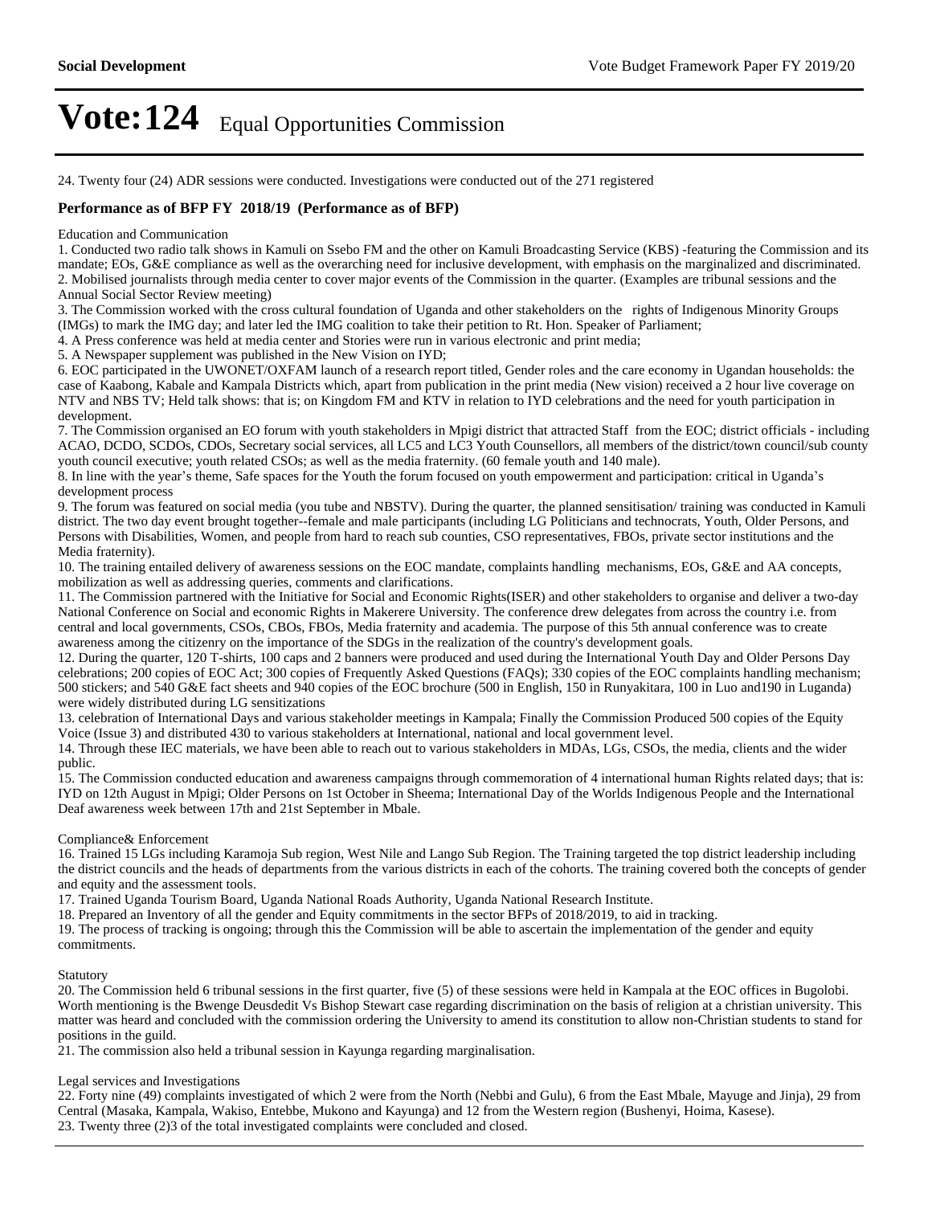24. Twenty four (24) ADR sessions were conducted. Investigations were conducted out of the 271 registered

### Performance as of BFP FY 2018/19 (Performance as of BFP)

Education and Communication

1. Conducted two radio talk shows in Kamuli on Ssebo FM and the other on Kamuli Broadcasting Service (KBS) -featuring the Commission and its mandate; EOs, G&E compliance as well as the overarching need for inclusive development, with emphasis on the marginalized and discriminated.
2. Mobilised journalists through media center to cover major events of the Commission in the quarter. (Examples are tribunal sessions and the Annual Social Sector Review meeting)
3. The Commission worked with the cross cultural foundation of Uganda and other stakeholders on the rights of Indigenous Minority Groups (IMGs) to mark the IMG day; and later led the IMG coalition to take their petition to Rt. Hon. Speaker of Parliament;
4. A Press conference was held at media center and Stories were run in various electronic and print media;
5. A Newspaper supplement was published in the New Vision on IYD;
6. EOC participated in the UWONET/OXFAM launch of a research report titled, Gender roles and the care economy in Ugandan households: the case of Kaabong, Kabale and Kampala Districts which, apart from publication in the print media (New vision) received a 2 hour live coverage on NTV and NBS TV; Held talk shows: that is; on Kingdom FM and KTV in relation to IYD celebrations and the need for youth participation in development.
7. The Commission organised an EO forum with youth stakeholders in Mpigi district that attracted Staff from the EOC; district officials - including ACAO, DCDO, SCDOs, CDOs, Secretary social services, all LC5 and LC3 Youth Counsellors, all members of the district/town council/sub county youth council executive; youth related CSOs; as well as the media fraternity. (60 female youth and 140 male).
8. In line with the year's theme, Safe spaces for the Youth the forum focused on youth empowerment and participation: critical in Uganda's development process
9. The forum was featured on social media (you tube and NBSTV). During the quarter, the planned sensitisation/ training was conducted in Kamuli district. The two day event brought together--female and male participants (including LG Politicians and technocrats, Youth, Older Persons, and Persons with Disabilities, Women, and people from hard to reach sub counties, CSO representatives, FBOs, private sector institutions and the Media fraternity).
10. The training entailed delivery of awareness sessions on the EOC mandate, complaints handling mechanisms, EOs, G&E and AA concepts, mobilization as well as addressing queries, comments and clarifications.
11. The Commission partnered with the Initiative for Social and Economic Rights(ISER) and other stakeholders to organise and deliver a two-day National Conference on Social and economic Rights in Makerere University. The conference drew delegates from across the country i.e. from central and local governments, CSOs, CBOs, FBOs, Media fraternity and academia. The purpose of this 5th annual conference was to create awareness among the citizenry on the importance of the SDGs in the realization of the country's development goals.
12. During the quarter, 120 T-shirts, 100 caps and 2 banners were produced and used during the International Youth Day and Older Persons Day celebrations; 200 copies of EOC Act; 300 copies of Frequently Asked Questions (FAQs); 330 copies of the EOC complaints handling mechanism; 500 stickers; and 540 G&E fact sheets and 940 copies of the EOC brochure (500 in English, 150 in Runyakitara, 100 in Luo and190 in Luganda) were widely distributed during LG sensitizations
13. celebration of International Days and various stakeholder meetings in Kampala; Finally the Commission Produced 500 copies of the Equity Voice (Issue 3) and distributed 430 to various stakeholders at International, national and local government level.
14. Through these IEC materials, we have been able to reach out to various stakeholders in MDAs, LGs, CSOs, the media, clients and the wider public.
15. The Commission conducted education and awareness campaigns through commemoration of 4 international human Rights related days; that is: IYD on 12th August in Mpigi; Older Persons on 1st October in Sheema; International Day of the Worlds Indigenous People and the International Deaf awareness week between 17th and 21st September in Mbale.

Compliance& Enforcement

16. Trained 15 LGs including Karamoja Sub region, West Nile and Lango Sub Region. The Training targeted the top district leadership including the district councils and the heads of departments from the various districts in each of the cohorts. The training covered both the concepts of gender and equity and the assessment tools.
17. Trained Uganda Tourism Board, Uganda National Roads Authority, Uganda National Research Institute.
18. Prepared an Inventory of all the gender and Equity commitments in the sector BFPs of 2018/2019, to aid in tracking.
19. The process of tracking is ongoing; through this the Commission will be able to ascertain the implementation of the gender and equity commitments.

Statutory

20. The Commission held 6 tribunal sessions in the first quarter, five (5) of these sessions were held in Kampala at the EOC offices in Bugolobi. Worth mentioning is the Bwenge Deusdedit Vs Bishop Stewart case regarding discrimination on the basis of religion at a christian university. This matter was heard and concluded with the commission ordering the University to amend its constitution to allow non-Christian students to stand for positions in the guild.
21. The commission also held a tribunal session in Kayunga regarding marginalisation.

Legal services and Investigations

22. Forty nine (49) complaints investigated of which 2 were from the North (Nebbi and Gulu), 6 from the East Mbale, Mayuge and Jinja), 29 from Central (Masaka, Kampala, Wakiso, Entebbe, Mukono and Kayunga) and 12 from the Western region (Bushenyi, Hoima, Kasese).
23. Twenty three (2)3 of the total investigated complaints were concluded and closed.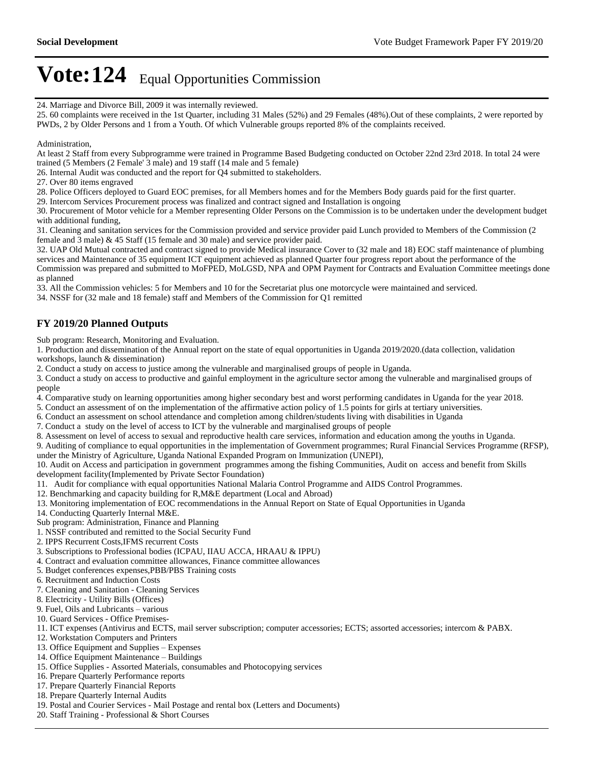# Vote:124 Equal Opportunities Commission

24. Marriage and Divorce Bill, 2009 it was internally reviewed.
25. 60 complaints were received in the 1st Quarter, including 31 Males (52%) and 29 Females (48%).Out of these complaints, 2 were reported by PWDs, 2 by Older Persons and 1 from a Youth. Of which Vulnerable groups reported 8% of the complaints received.

Administration,

At least 2 Staff from every Subprogramme were trained in Programme Based Budgeting conducted on October 22nd 23rd 2018. In total 24 were trained (5 Members (2 Female' 3 male) and 19 staff (14 male and 5 female)

26. Internal Audit was conducted and the report for Q4 submitted to stakeholders.
27. Over 80 items engraved
28. Police Officers deployed to Guard EOC premises, for all Members homes and for the Members Body guards paid for the first quarter.
29. Intercom Services Procurement process was finalized and contract signed and Installation is ongoing
30. Procurement of Motor vehicle for a Member representing Older Persons on the Commission is to be undertaken under the development budget with additional funding,
31. Cleaning and sanitation services for the Commission provided and service provider paid Lunch provided to Members of the Commission (2 female and 3 male) & 45 Staff (15 female and 30 male) and service provider paid.
32. UAP Old Mutual contracted and contract signed to provide Medical insurance Cover to (32 male and 18) EOC staff maintenance of plumbing services and Maintenance of 35 equipment ICT equipment achieved as planned Quarter four progress report about the performance of the Commission was prepared and submitted to MoFPED, MoLGSD, NPA and OPM Payment for Contracts and Evaluation Committee meetings done as planned
33. All the Commission vehicles: 5 for Members and 10 for the Secretariat plus one motorcycle were maintained and serviced.
34. NSSF for (32 male and 18 female) staff and Members of the Commission for Q1 remitted

## FY 2019/20 Planned Outputs

Sub program: Research, Monitoring and Evaluation.

1. Production and dissemination of the Annual report on the state of equal opportunities in Uganda 2019/2020.(data collection, validation workshops, launch & dissemination)
2. Conduct a study on access to justice among the vulnerable and marginalised groups of people in Uganda.
3. Conduct a study on access to productive and gainful employment in the agriculture sector among the vulnerable and marginalised groups of people
4. Comparative study on learning opportunities among higher secondary best and worst performing candidates in Uganda for the year 2018.
5. Conduct an assessment of on the implementation of the affirmative action policy of 1.5 points for girls at tertiary universities.
6. Conduct an assessment on school attendance and completion among children/students living with disabilities in Uganda
7. Conduct a study on the level of access to ICT by the vulnerable and marginalised groups of people
8. Assessment on level of access to sexual and reproductive health care services, information and education among the youths in Uganda.
9. Auditing of compliance to equal opportunities in the implementation of Government programmes; Rural Financial Services Programme (RFSP), under the Ministry of Agriculture, Uganda National Expanded Program on Immunization (UNEPI),
10. Audit on Access and participation in government programmes among the fishing Communities, Audit on access and benefit from Skills development facility(Implemented by Private Sector Foundation)
11. Audit for compliance with equal opportunities National Malaria Control Programme and AIDS Control Programmes.
12. Benchmarking and capacity building for R,M&E department (Local and Abroad)
13. Monitoring implementation of EOC recommendations in the Annual Report on State of Equal Opportunities in Uganda
14. Conducting Quarterly Internal M&E.

Sub program: Administration, Finance and Planning

1. NSSF contributed and remitted to the Social Security Fund
2. IPPS Recurrent Costs,IFMS recurrent Costs
3. Subscriptions to Professional bodies (ICPAU, IIAU ACCA, HRAAU & IPPU)
4. Contract and evaluation committee allowances, Finance committee allowances
5. Budget conferences expenses,PBB/PBS Training costs
6. Recruitment and Induction Costs
7. Cleaning and Sanitation - Cleaning Services
8. Electricity - Utility Bills (Offices)
9. Fuel, Oils and Lubricants – various
10. Guard Services - Office Premises-
11. ICT expenses (Antivirus and ECTS, mail server subscription; computer accessories; ECTS; assorted accessories; intercom & PABX.
12. Workstation Computers and Printers
13. Office Equipment and Supplies – Expenses
14. Office Equipment Maintenance – Buildings
15. Office Supplies - Assorted Materials, consumables and Photocopying services
16. Prepare Quarterly Performance reports
17. Prepare Quarterly Financial Reports
18. Prepare Quarterly Internal Audits
19. Postal and Courier Services - Mail Postage and rental box (Letters and Documents)
20. Staff Training - Professional & Short Courses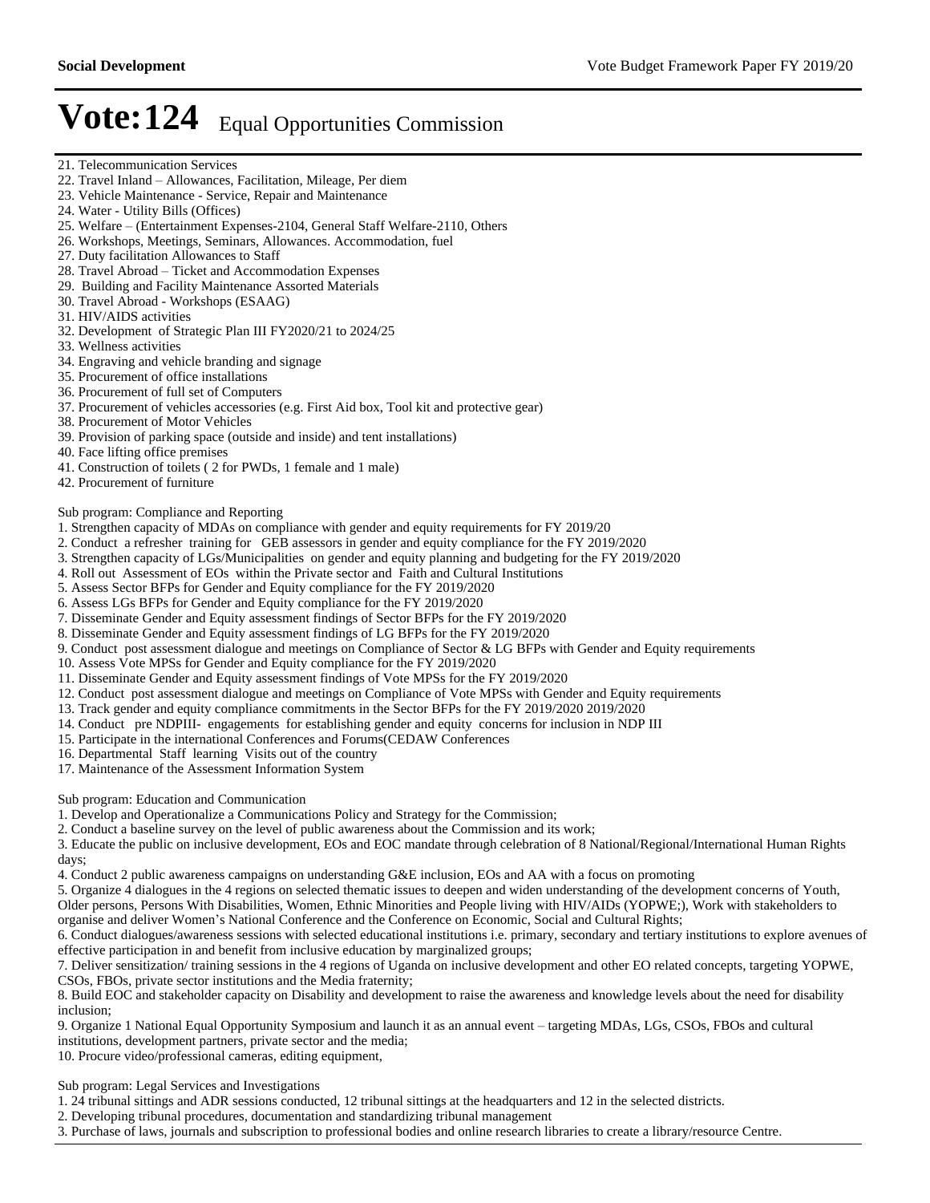# Vote:124 Equal Opportunities Commission

21. Telecommunication Services
22. Travel Inland – Allowances, Facilitation, Mileage, Per diem
23. Vehicle Maintenance - Service, Repair and Maintenance
24. Water - Utility Bills (Offices)
25. Welfare – (Entertainment Expenses-2104, General Staff Welfare-2110, Others
26. Workshops, Meetings, Seminars, Allowances. Accommodation, fuel
27. Duty facilitation Allowances to Staff
28. Travel Abroad – Ticket and Accommodation Expenses
29. Building and Facility Maintenance Assorted Materials
30. Travel Abroad - Workshops (ESAAG)
31. HIV/AIDS activities
32. Development of Strategic Plan III FY2020/21 to 2024/25
33. Wellness activities
34. Engraving and vehicle branding and signage
35. Procurement of office installations
36. Procurement of full set of Computers
37. Procurement of vehicles accessories (e.g. First Aid box, Tool kit and protective gear)
38. Procurement of Motor Vehicles
39. Provision of parking space (outside and inside) and tent installations)
40. Face lifting office premises
41. Construction of toilets ( 2 for PWDs, 1 female and 1 male)
42. Procurement of furniture

Sub program: Compliance and Reporting

1. Strengthen capacity of MDAs on compliance with gender and equity requirements for FY 2019/20
2. Conduct a refresher training for GEB assessors in gender and equity compliance for the FY 2019/2020
3. Strengthen capacity of LGs/Municipalities on gender and equity planning and budgeting for the FY 2019/2020
4. Roll out Assessment of EOs within the Private sector and Faith and Cultural Institutions
5. Assess Sector BFPs for Gender and Equity compliance for the FY 2019/2020
6. Assess LGs BFPs for Gender and Equity compliance for the FY 2019/2020
7. Disseminate Gender and Equity assessment findings of Sector BFPs for the FY 2019/2020
8. Disseminate Gender and Equity assessment findings of LG BFPs for the FY 2019/2020
9. Conduct post assessment dialogue and meetings on Compliance of Sector & LG BFPs with Gender and Equity requirements
10. Assess Vote MPSs for Gender and Equity compliance for the FY 2019/2020
11. Disseminate Gender and Equity assessment findings of Vote MPSs for the FY 2019/2020
12. Conduct post assessment dialogue and meetings on Compliance of Vote MPSs with Gender and Equity requirements
13. Track gender and equity compliance commitments in the Sector BFPs for the FY 2019/2020 2019/2020
14. Conduct pre NDPIII- engagements for establishing gender and equity concerns for inclusion in NDP III
15. Participate in the international Conferences and Forums(CEDAW Conferences
16. Departmental Staff learning Visits out of the country
17. Maintenance of the Assessment Information System

Sub program: Education and Communication

1. Develop and Operationalize a Communications Policy and Strategy for the Commission;
2. Conduct a baseline survey on the level of public awareness about the Commission and its work;
3. Educate the public on inclusive development, EOs and EOC mandate through celebration of 8 National/Regional/International Human Rights days;
4. Conduct 2 public awareness campaigns on understanding G&E inclusion, EOs and AA with a focus on promoting
5. Organize 4 dialogues in the 4 regions on selected thematic issues to deepen and widen understanding of the development concerns of Youth, Older persons, Persons With Disabilities, Women, Ethnic Minorities and People living with HIV/AIDs (YOPWE;), Work with stakeholders to organise and deliver Women's National Conference and the Conference on Economic, Social and Cultural Rights;
6. Conduct dialogues/awareness sessions with selected educational institutions i.e. primary, secondary and tertiary institutions to explore avenues of effective participation in and benefit from inclusive education by marginalized groups;
7. Deliver sensitization/ training sessions in the 4 regions of Uganda on inclusive development and other EO related concepts, targeting YOPWE, CSOs, FBOs, private sector institutions and the Media fraternity;
8. Build EOC and stakeholder capacity on Disability and development to raise the awareness and knowledge levels about the need for disability inclusion;
9. Organize 1 National Equal Opportunity Symposium and launch it as an annual event – targeting MDAs, LGs, CSOs, FBOs and cultural institutions, development partners, private sector and the media;
10. Procure video/professional cameras, editing equipment,

Sub program: Legal Services and Investigations

1. 24 tribunal sittings and ADR sessions conducted, 12 tribunal sittings at the headquarters and 12 in the selected districts.
2. Developing tribunal procedures, documentation and standardizing tribunal management
3. Purchase of laws, journals and subscription to professional bodies and online research libraries to create a library/resource Centre.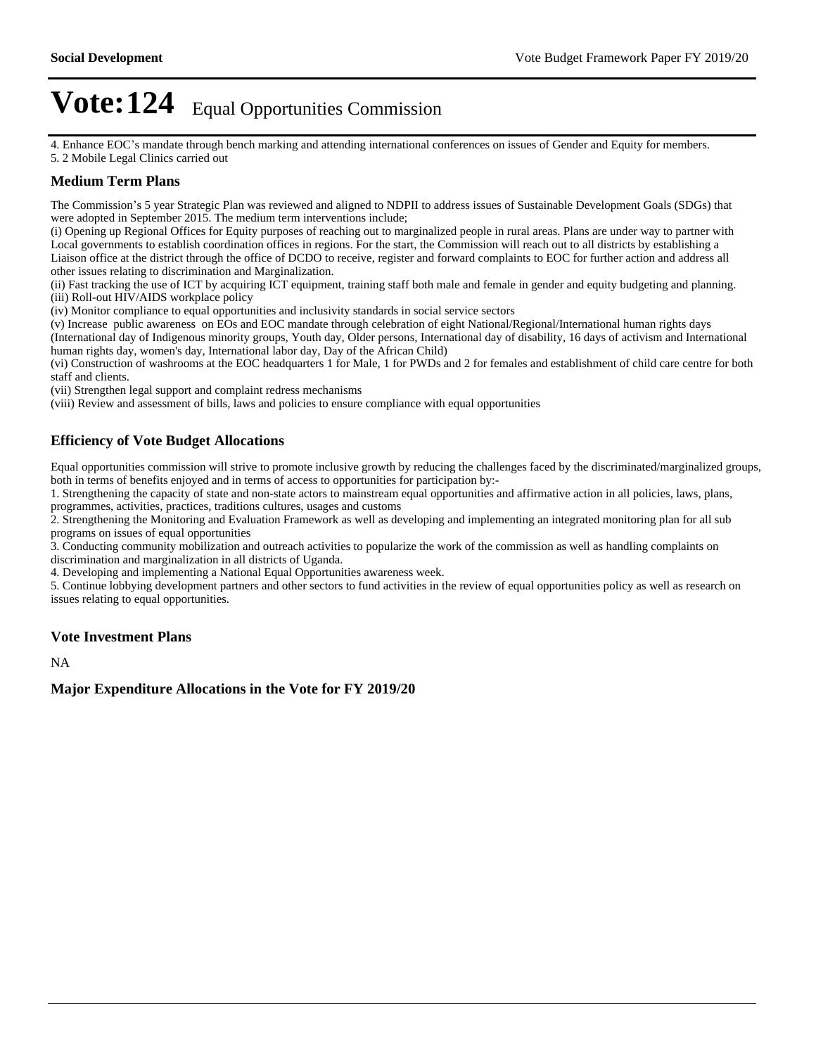4. Enhance EOC's mandate through bench marking and attending international conferences on issues of Gender and Equity for members.
5. 2 Mobile Legal Clinics carried out

## Medium Term Plans

The Commission's 5 year Strategic Plan was reviewed and aligned to NDPII to address issues of Sustainable Development Goals (SDGs) that were adopted in September 2015. The medium term interventions include;

(i) Opening up Regional Offices for Equity purposes of reaching out to marginalized people in rural areas. Plans are under way to partner with Local governments to establish coordination offices in regions. For the start, the Commission will reach out to all districts by establishing a Liaison office at the district through the office of DCDO to receive, register and forward complaints to EOC for further action and address all other issues relating to discrimination and Marginalization.

(ii) Fast tracking the use of ICT by acquiring ICT equipment, training staff both male and female in gender and equity budgeting and planning.

(iii) Roll-out HIV/AIDS workplace policy

(iv) Monitor compliance to equal opportunities and inclusivity standards in social service sectors

(v) Increase public awareness on EOs and EOC mandate through celebration of eight National/Regional/International human rights days (International day of Indigenous minority groups, Youth day, Older persons, International day of disability, 16 days of activism and International human rights day, women's day, International labor day, Day of the African Child)

(vi) Construction of washrooms at the EOC headquarters 1 for Male, 1 for PWDs and 2 for females and establishment of child care centre for both staff and clients.

(vii) Strengthen legal support and complaint redress mechanisms

(viii) Review and assessment of bills, laws and policies to ensure compliance with equal opportunities

## Efficiency of Vote Budget Allocations

Equal opportunities commission will strive to promote inclusive growth by reducing the challenges faced by the discriminated/marginalized groups, both in terms of benefits enjoyed and in terms of access to opportunities for participation by:-

1. Strengthening the capacity of state and non-state actors to mainstream equal opportunities and affirmative action in all policies, laws, plans, programmes, activities, practices, traditions cultures, usages and customs
2. Strengthening the Monitoring and Evaluation Framework as well as developing and implementing an integrated monitoring plan for all sub programs on issues of equal opportunities
3. Conducting community mobilization and outreach activities to popularize the work of the commission as well as handling complaints on discrimination and marginalization in all districts of Uganda.
4. Developing and implementing a National Equal Opportunities awareness week.
5. Continue lobbying development partners and other sectors to fund activities in the review of equal opportunities policy as well as research on issues relating to equal opportunities.

## Vote Investment Plans

NA

## Major Expenditure Allocations in the Vote for FY 2019/20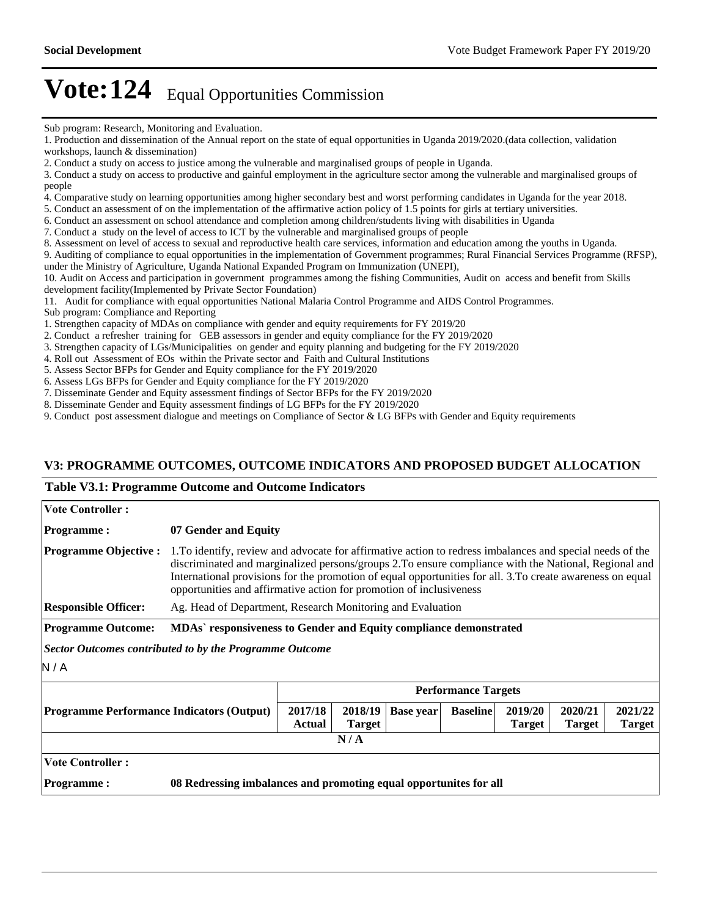# Vote:124 Equal Opportunities Commission

Sub program: Research, Monitoring and Evaluation.

1. Production and dissemination of the Annual report on the state of equal opportunities in Uganda 2019/2020.(data collection, validation workshops, launch & dissemination)
2. Conduct a study on access to justice among the vulnerable and marginalised groups of people in Uganda.
3. Conduct a study on access to productive and gainful employment in the agriculture sector among the vulnerable and marginalised groups of people
4. Comparative study on learning opportunities among higher secondary best and worst performing candidates in Uganda for the year 2018.
5. Conduct an assessment of on the implementation of the affirmative action policy of 1.5 points for girls at tertiary universities.
6. Conduct an assessment on school attendance and completion among children/students living with disabilities in Uganda
7. Conduct a study on the level of access to ICT by the vulnerable and marginalised groups of people
8. Assessment on level of access to sexual and reproductive health care services, information and education among the youths in Uganda.
9. Auditing of compliance to equal opportunities in the implementation of Government programmes; Rural Financial Services Programme (RFSP), under the Ministry of Agriculture, Uganda National Expanded Program on Immunization (UNEPI),
10. Audit on Access and participation in government programmes among the fishing Communities, Audit on access and benefit from Skills development facility(Implemented by Private Sector Foundation)
11. Audit for compliance with equal opportunities National Malaria Control Programme and AIDS Control Programmes.

Sub program: Compliance and Reporting

1. Strengthen capacity of MDAs on compliance with gender and equity requirements for FY 2019/20
2. Conduct a refresher training for GEB assessors in gender and equity compliance for the FY 2019/2020
3. Strengthen capacity of LGs/Municipalities on gender and equity planning and budgeting for the FY 2019/2020
4. Roll out Assessment of EOs within the Private sector and Faith and Cultural Institutions
5. Assess Sector BFPs for Gender and Equity compliance for the FY 2019/2020
6. Assess LGs BFPs for Gender and Equity compliance for the FY 2019/2020
7. Disseminate Gender and Equity assessment findings of Sector BFPs for the FY 2019/2020
8. Disseminate Gender and Equity assessment findings of LG BFPs for the FY 2019/2020
9. Conduct post assessment dialogue and meetings on Compliance of Sector & LG BFPs with Gender and Equity requirements

## V3: PROGRAMME OUTCOMES, OUTCOME INDICATORS AND PROPOSED BUDGET ALLOCATION

### Table V3.1: Programme Outcome and Outcome Indicators

**Vote Controller :**

**Programme :** 07 Gender and Equity

**Programme Objective :** 1.To identify, review and advocate for affirmative action to redress imbalances and special needs of the discriminated and marginalized persons/groups 2.To ensure compliance with the National, Regional and International provisions for the promotion of equal opportunities for all. 3.To create awareness on equal opportunities and affirmative action for promotion of inclusiveness

**Responsible Officer:** Ag. Head of Department, Research Monitoring and Evaluation

**Programme Outcome:** MDAs` responsiveness to Gender and Equity compliance demonstrated

*Sector Outcomes contributed to by the Programme Outcome*

N / A

| | Performance Targets | | | | | | |
|---|---|---|---|---|---|---|---|
| **Programme Performance Indicators (Output)** | **2017/18 Actual** | **2018/19 Target** | **Base year** | **Baseline** | **2019/20 Target** | **2020/21 Target** | **2021/22 Target** |
| N / A | | | | | | | |

**Vote Controller :**

**Programme :** 08 Redressing imbalances and promoting equal opportunites for all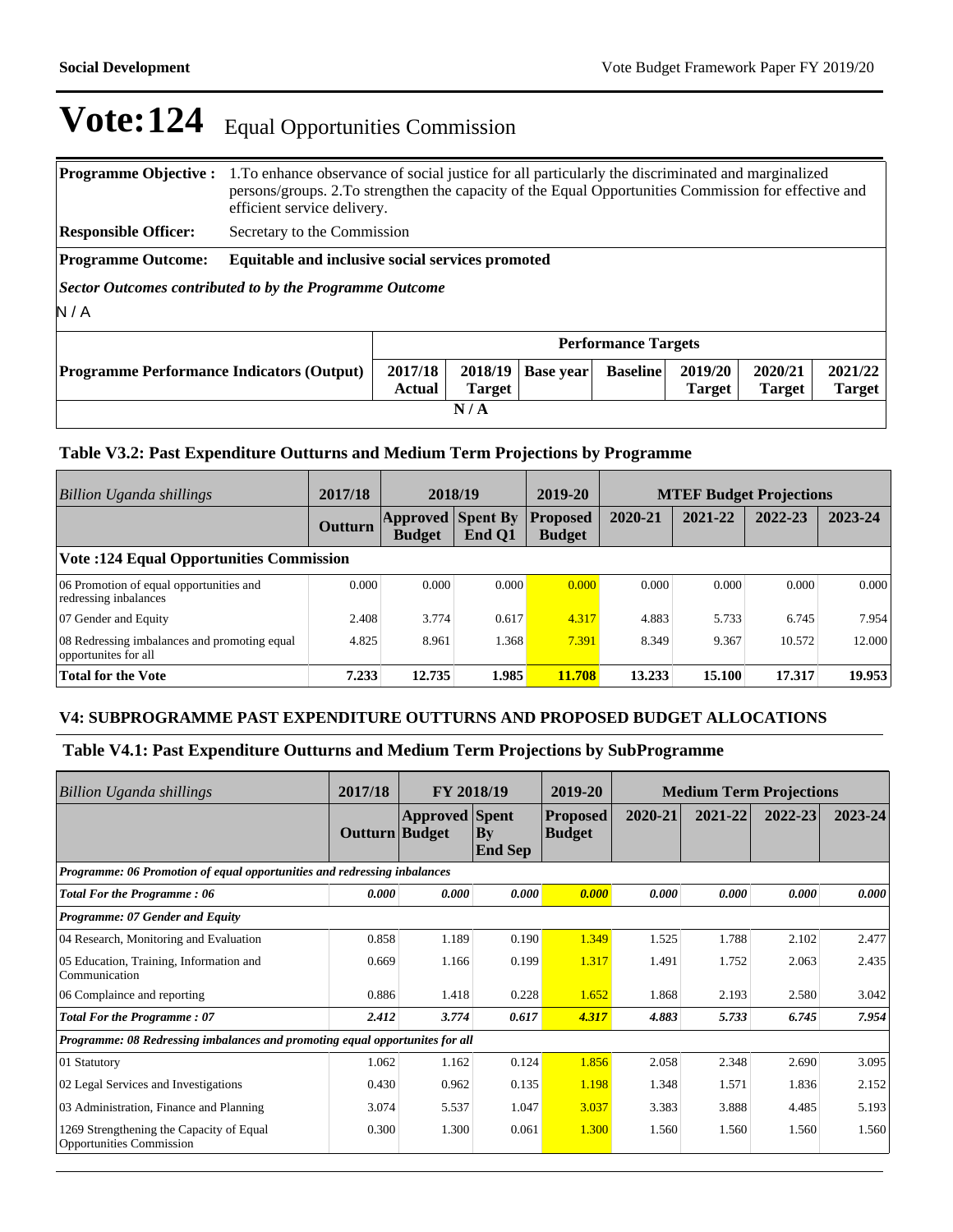# Vote:124 Equal Opportunities Commission

| | |
|---|---|
| **Programme Objective :** | 1.To enhance observance of social justice for all particularly the discriminated and marginalized persons/groups. 2.To strengthen the capacity of the Equal Opportunities Commission for effective and efficient service delivery. |
| **Responsible Officer:** | Secretary to the Commission |
| **Programme Outcome:** | **Equitable and inclusive social services promoted** |

***Sector Outcomes contributed to by the Programme Outcome***

N / A

| | Performance Targets | | | | | | |
|---|---|---|---|---|---|---|---|
| **Programme Performance Indicators (Output)** | **2017/18 Actual** | **2018/19 Target** | **Base year** | **Baseline** | **2019/20 Target** | **2020/21 Target** | **2021/22 Target** |
| | | **N / A** | | | | | |

### Table V3.2: Past Expenditure Outturns and Medium Term Projections by Programme

| *Billion Uganda shillings* | 2017/18 | 2018/19 | | 2019-20 | MTEF Budget Projections | | | |
|---|---|---|---|---|---|---|---|---|
| | **Outturn** | **Approved Budget** | **Spent By End Q1** | **Proposed Budget** | **2020-21** | **2021-22** | **2022-23** | **2023-24** |
| **Vote :124 Equal Opportunities Commission** | | | | | | | | |
| 06 Promotion of equal opportunities and redressing inbalances | 0.000 | 0.000 | 0.000 | 0.000 | 0.000 | 0.000 | 0.000 | 0.000 |
| 07 Gender and Equity | 2.408 | 3.774 | 0.617 | 4.317 | 4.883 | 5.733 | 6.745 | 7.954 |
| 08 Redressing imbalances and promoting equal opportunites for all | 4.825 | 8.961 | 1.368 | 7.391 | 8.349 | 9.367 | 10.572 | 12.000 |
| **Total for the Vote** | **7.233** | **12.735** | **1.985** | **11.708** | **13.233** | **15.100** | **17.317** | **19.953** |

## V4: SUBPROGRAMME PAST EXPENDITURE OUTTURNS AND PROPOSED BUDGET ALLOCATIONS

### Table V4.1: Past Expenditure Outturns and Medium Term Projections by SubProgramme

| *Billion Uganda shillings* | 2017/18 | FY 2018/19 | | 2019-20 | Medium Term Projections | | | |
|---|---|---|---|---|---|---|---|---|
| | **Outturn** | **Approved Budget** | **Spent By End Sep** | **Proposed Budget** | **2020-21** | **2021-22** | **2022-23** | **2023-24** |
| ***Programme: 06 Promotion of equal opportunities and redressing inbalances*** | | | | | | | | |
| ***Total For the Programme : 06*** | ***0.000*** | ***0.000*** | ***0.000*** | ***0.000*** | ***0.000*** | ***0.000*** | ***0.000*** | ***0.000*** |
| ***Programme: 07 Gender and Equity*** | | | | | | | | |
| 04 Research, Monitoring and Evaluation | 0.858 | 1.189 | 0.190 | 1.349 | 1.525 | 1.788 | 2.102 | 2.477 |
| 05 Education, Training, Information and Communication | 0.669 | 1.166 | 0.199 | 1.317 | 1.491 | 1.752 | 2.063 | 2.435 |
| 06 Complaince and reporting | 0.886 | 1.418 | 0.228 | 1.652 | 1.868 | 2.193 | 2.580 | 3.042 |
| ***Total For the Programme : 07*** | ***2.412*** | ***3.774*** | ***0.617*** | ***4.317*** | ***4.883*** | ***5.733*** | ***6.745*** | ***7.954*** |
| ***Programme: 08 Redressing imbalances and promoting equal opportunities for all*** | | | | | | | | |
| 01 Statutory | 1.062 | 1.162 | 0.124 | 1.856 | 2.058 | 2.348 | 2.690 | 3.095 |
| 02 Legal Services and Investigations | 0.430 | 0.962 | 0.135 | 1.198 | 1.348 | 1.571 | 1.836 | 2.152 |
| 03 Administration, Finance and Planning | 3.074 | 5.537 | 1.047 | 3.037 | 3.383 | 3.888 | 4.485 | 5.193 |
| 1269 Strengthening the Capacity of Equal Opportunities Commission | 0.300 | 1.300 | 0.061 | 1.300 | 1.560 | 1.560 | 1.560 | 1.560 |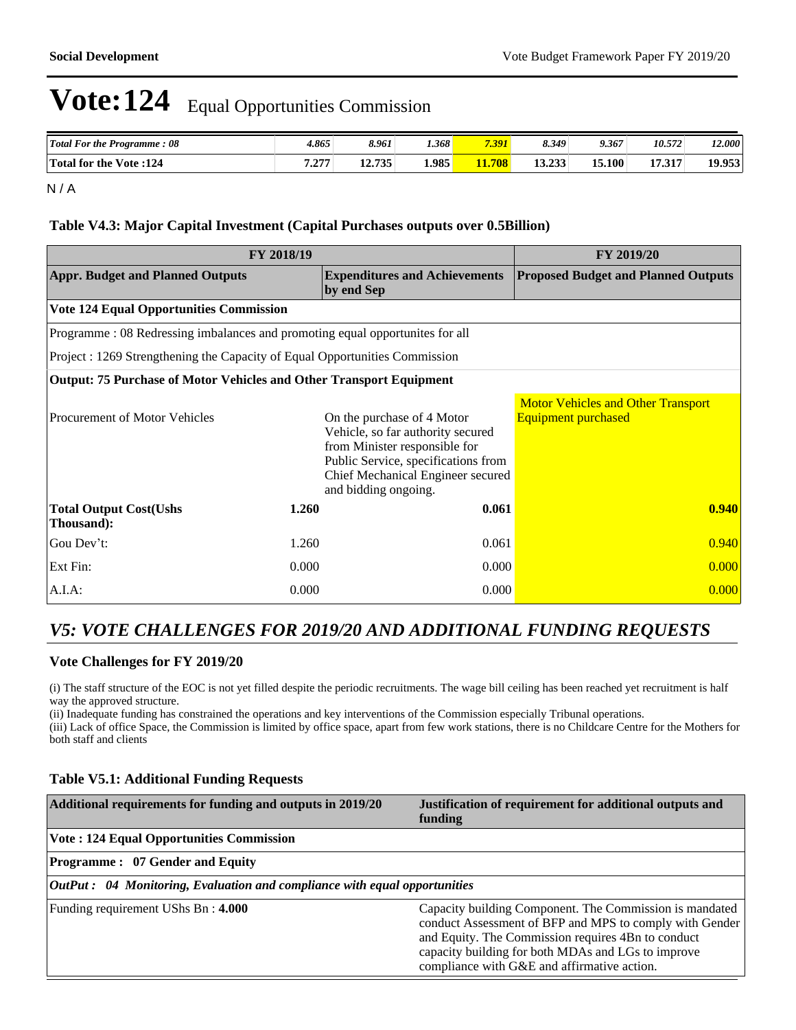# Vote:124 Equal Opportunities Commission

| | | | | | | | | |
|---|---|---|---|---|---|---|---|---|
| *Total For the Programme : 08* | *4.865* | *8.961* | *1.368* | *7.391* | *8.349* | *9.367* | *10.572* | *12.000* |
| **Total for the Vote :124** | **7.277** | **12.735** | **1.985** | **11.708** | **13.233** | **15.100** | **17.317** | **19.953** |

N / A

### Table V4.3: Major Capital Investment (Capital Purchases outputs over 0.5Billion)

| FY 2018/19 | | | FY 2019/20 |
|---|---|---|---|
| **Appr. Budget and Planned Outputs** | | **Expenditures and Achievements by end Sep** | **Proposed Budget and Planned Outputs** |
| **Vote 124 Equal Opportunities Commission** | | | |
| Programme : 08 Redressing imbalances and promoting equal opportunites for all | | | |
| Project : 1269 Strengthening the Capacity of Equal Opportunities Commission | | | |
| **Output: 75 Purchase of Motor Vehicles and Other Transport Equipment** | | | |
| Procurement of Motor Vehicles | | On the purchase of 4 Motor Vehicle, so far authority secured from Minister responsible for Public Service, specifications from Chief Mechanical Engineer secured and bidding ongoing. | Motor Vehicles and Other Transport Equipment purchased |
| **Total Output Cost(Ushs Thousand):** | **1.260** | **0.061** | **0.940** |
| Gou Dev't: | 1.260 | 0.061 | 0.940 |
| Ext Fin: | 0.000 | 0.000 | 0.000 |
| A.I.A: | 0.000 | 0.000 | 0.000 |

## *V5: VOTE CHALLENGES FOR 2019/20 AND ADDITIONAL FUNDING REQUESTS*

### Vote Challenges for FY 2019/20

(i) The staff structure of the EOC is not yet filled despite the periodic recruitments. The wage bill ceiling has been reached yet recruitment is half way the approved structure.
(ii) Inadequate funding has constrained the operations and key interventions of the Commission especially Tribunal operations.
(iii) Lack of office Space, the Commission is limited by office space, apart from few work stations, there is no Childcare Centre for the Mothers for both staff and clients

### Table V5.1: Additional Funding Requests

| Additional requirements for funding and outputs in 2019/20 | Justification of requirement for additional outputs and funding |
|---|---|
| **Vote : 124 Equal Opportunities Commission** | |
| **Programme : 07 Gender and Equity** | |
| ***OutPut : 04 Monitoring, Evaluation and compliance with equal opportunities*** | |
| Funding requirement UShs Bn : **4.000** | Capacity building Component. The Commission is mandated conduct Assessment of BFP and MPS to comply with Gender and Equity. The Commission requires 4Bn to conduct capacity building for both MDAs and LGs to improve compliance with G&E and affirmative action. |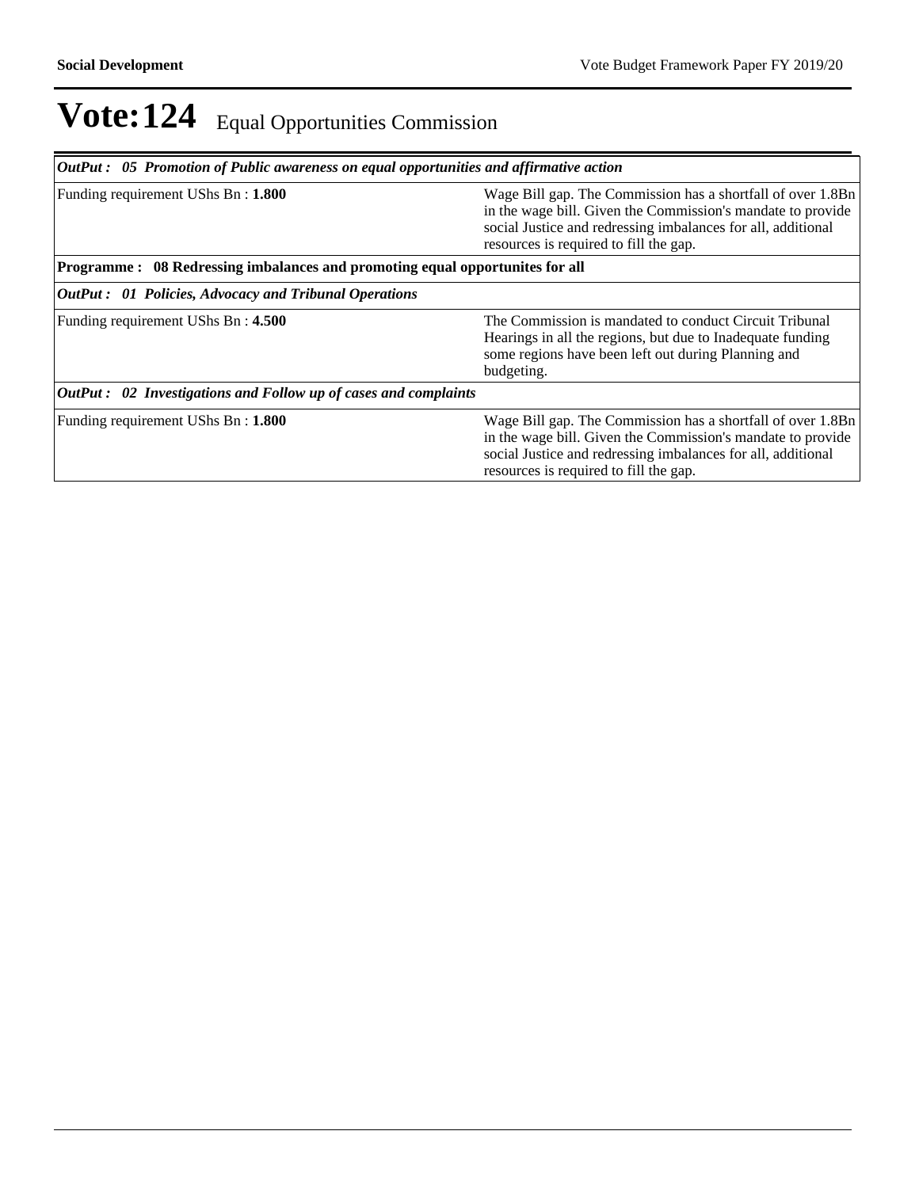# Vote:124 Equal Opportunities Commission

| | |
|---|---|
| ***OutPut : 05 Promotion of Public awareness on equal opportunities and affirmative action*** | |
| Funding requirement UShs Bn : **1.800** | Wage Bill gap. The Commission has a shortfall of over 1.8Bn in the wage bill. Given the Commission's mandate to provide social Justice and redressing imbalances for all, additional resources is required to fill the gap. |
| **Programme : 08 Redressing imbalances and promoting equal opportunites for all** | |
| ***OutPut : 01 Policies, Advocacy and Tribunal Operations*** | |
| Funding requirement UShs Bn : **4.500** | The Commission is mandated to conduct Circuit Tribunal Hearings in all the regions, but due to Inadequate funding some regions have been left out during Planning and budgeting. |
| ***OutPut : 02 Investigations and Follow up of cases and complaints*** | |
| Funding requirement UShs Bn : **1.800** | Wage Bill gap. The Commission has a shortfall of over 1.8Bn in the wage bill. Given the Commission's mandate to provide social Justice and redressing imbalances for all, additional resources is required to fill the gap. |